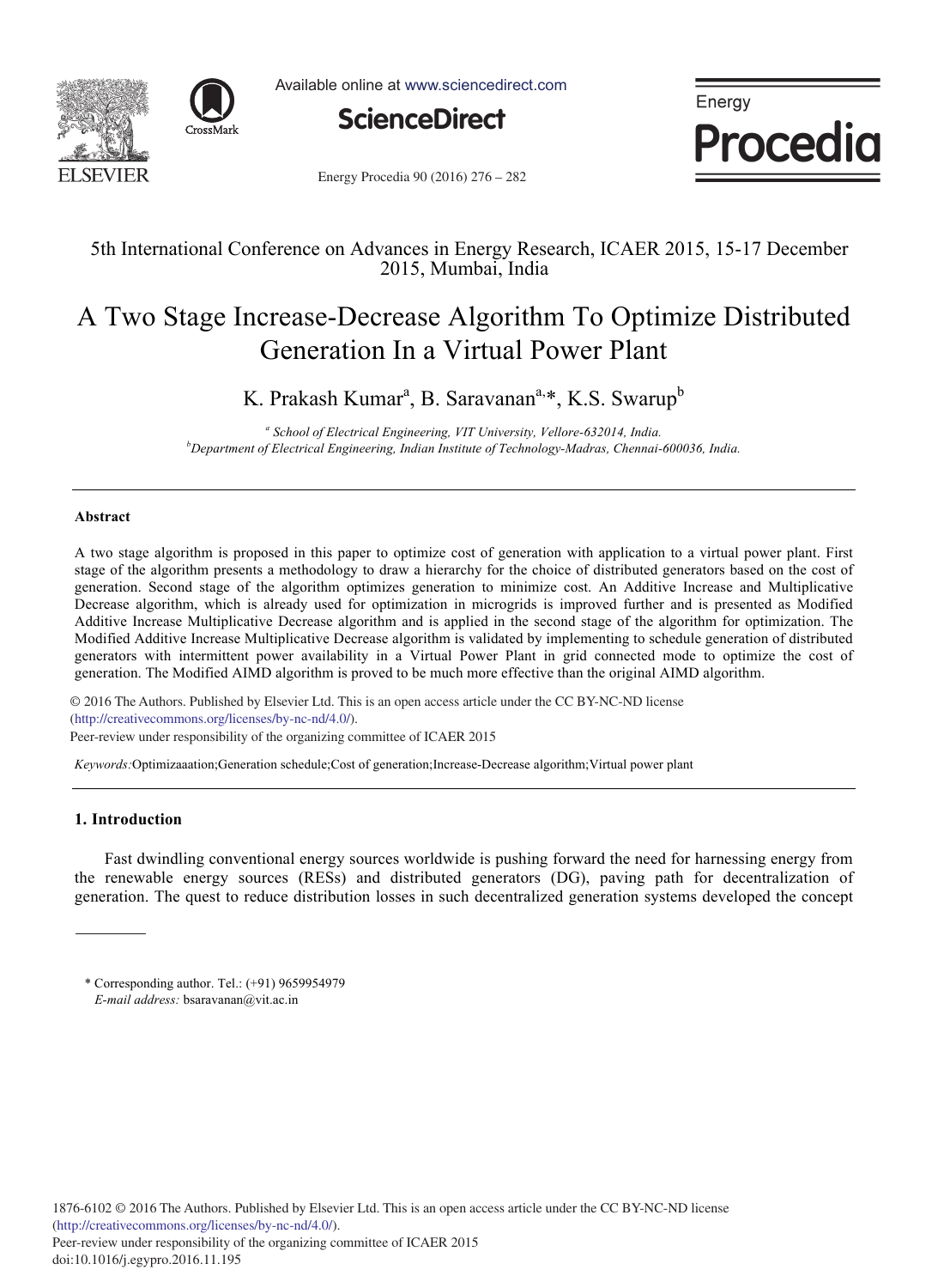5th International Conference on Advances in Energy Research, ICAER 2015, 15-17 December 2015, Mumbai, India

# A Two Stage Increase-Decrease Algorithm To Optimize Distributed Generation In a Virtual Power Plant

K. Prakash Kumar[a], B. Saravanan[a,*], K.S. Swarup[b]

[a] *School of Electrical Engineering, VIT University, Vellore-632014, India.*
[b] *Department of Electrical Engineering, Indian Institute of Technology-Madras, Chennai-600036, India.*

---

### Abstract

A two stage algorithm is proposed in this paper to optimize cost of generation with application to a virtual power plant. First stage of the algorithm presents a methodology to draw a hierarchy for the choice of distributed generators based on the cost of generation. Second stage of the algorithm optimizes generation to minimize cost. An Additive Increase and Multiplicative Decrease algorithm, which is already used for optimization in microgrids is improved further and is presented as Modified Additive Increase Multiplicative Decrease algorithm and is applied in the second stage of the algorithm for optimization. The Modified Additive Increase Multiplicative Decrease algorithm is validated by implementing to schedule generation of distributed generators with intermittent power availability in a Virtual Power Plant in grid connected mode to optimize the cost of generation. The Modified AIMD algorithm is proved to be much more effective than the original AIMD algorithm.

© 2016 The Authors. Published by Elsevier Ltd. This is an open access article under the CC BY-NC-ND license (http://creativecommons.org/licenses/by-nc-nd/4.0/).
Peer-review under responsibility of the organizing committee of ICAER 2015

*Keywords:* Optimizaaation;Generation schedule;Cost of generation;Increase-Decrease algorithm;Virtual power plant

---

## 1. Introduction

Fast dwindling conventional energy sources worldwide is pushing forward the need for harnessing energy from the renewable energy sources (RESs) and distributed generators (DG), paving path for decentralization of generation. The quest to reduce distribution losses in such decentralized generation systems developed the concept

---

\* Corresponding author. Tel.: (+91) 9659954979
*E-mail address:* bsaravanan@vit.ac.in

1876-6102 © 2016 The Authors. Published by Elsevier Ltd. This is an open access article under the CC BY-NC-ND license (http://creativecommons.org/licenses/by-nc-nd/4.0/).
Peer-review under responsibility of the organizing committee of ICAER 2015
doi:10.1016/j.egypro.2016.11.195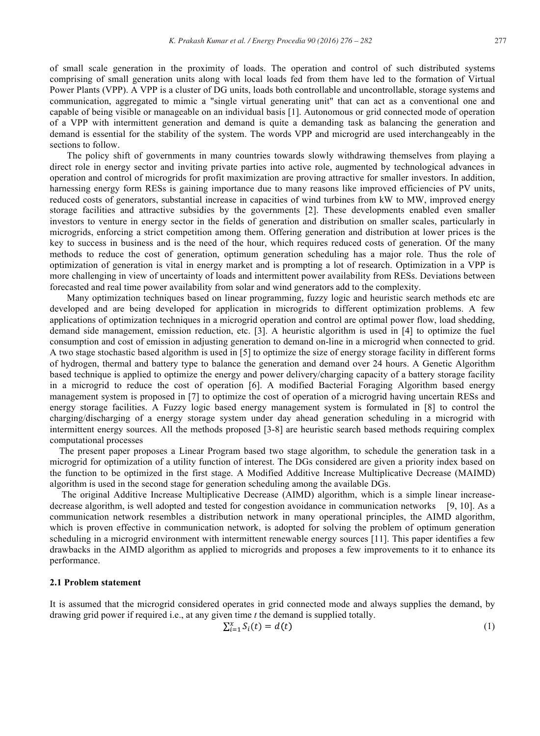of small scale generation in the proximity of loads. The operation and control of such distributed systems comprising of small generation units along with local loads fed from them have led to the formation of Virtual Power Plants (VPP). A VPP is a cluster of DG units, loads both controllable and uncontrollable, storage systems and communication, aggregated to mimic a "single virtual generating unit" that can act as a conventional one and capable of being visible or manageable on an individual basis [1]. Autonomous or grid connected mode of operation of a VPP with intermittent generation and demand is quite a demanding task as balancing the generation and demand is essential for the stability of the system. The words VPP and microgrid are used interchangeably in the sections to follow.

The policy shift of governments in many countries towards slowly withdrawing themselves from playing a direct role in energy sector and inviting private parties into active role, augmented by technological advances in operation and control of microgrids for profit maximization are proving attractive for smaller investors. In addition, harnessing energy form RESs is gaining importance due to many reasons like improved efficiencies of PV units, reduced costs of generators, substantial increase in capacities of wind turbines from kW to MW, improved energy storage facilities and attractive subsidies by the governments [2]. These developments enabled even smaller investors to venture in energy sector in the fields of generation and distribution on smaller scales, particularly in microgrids, enforcing a strict competition among them. Offering generation and distribution at lower prices is the key to success in business and is the need of the hour, which requires reduced costs of generation. Of the many methods to reduce the cost of generation, optimum generation scheduling has a major role. Thus the role of optimization of generation is vital in energy market and is prompting a lot of research. Optimization in a VPP is more challenging in view of uncertainty of loads and intermittent power availability from RESs. Deviations between forecasted and real time power availability from solar and wind generators add to the complexity.

Many optimization techniques based on linear programming, fuzzy logic and heuristic search methods etc are developed and are being developed for application in microgrids to different optimization problems. A few applications of optimization techniques in a microgrid operation and control are optimal power flow, load shedding, demand side management, emission reduction, etc. [3]. A heuristic algorithm is used in [4] to optimize the fuel consumption and cost of emission in adjusting generation to demand on-line in a microgrid when connected to grid. A two stage stochastic based algorithm is used in [5] to optimize the size of energy storage facility in different forms of hydrogen, thermal and battery type to balance the generation and demand over 24 hours. A Genetic Algorithm based technique is applied to optimize the energy and power delivery/charging capacity of a battery storage facility in a microgrid to reduce the cost of operation [6]. A modified Bacterial Foraging Algorithm based energy management system is proposed in [7] to optimize the cost of operation of a microgrid having uncertain RESs and energy storage facilities. A Fuzzy logic based energy management system is formulated in [8] to control the charging/discharging of a energy storage system under day ahead generation scheduling in a microgrid with intermittent energy sources. All the methods proposed [3-8] are heuristic search based methods requiring complex computational processes

The present paper proposes a Linear Program based two stage algorithm, to schedule the generation task in a microgrid for optimization of a utility function of interest. The DGs considered are given a priority index based on the function to be optimized in the first stage. A Modified Additive Increase Multiplicative Decrease (MAIMD) algorithm is used in the second stage for generation scheduling among the available DGs.

The original Additive Increase Multiplicative Decrease (AIMD) algorithm, which is a simple linear increase-decrease algorithm, is well adopted and tested for congestion avoidance in communication networks [9, 10]. As a communication network resembles a distribution network in many operational principles, the AIMD algorithm, which is proven effective in communication network, is adopted for solving the problem of optimum generation scheduling in a microgrid environment with intermittent renewable energy sources [11]. This paper identifies a few drawbacks in the AIMD algorithm as applied to microgrids and proposes a few improvements to it to enhance its performance.

### 2.1 Problem statement

It is assumed that the microgrid considered operates in grid connected mode and always supplies the demand, by drawing grid power if required i.e., at any given time *t* the demand is supplied totally.

$$\sum_{i=1}^{x} S_i(t) = d(t) \tag{1}$$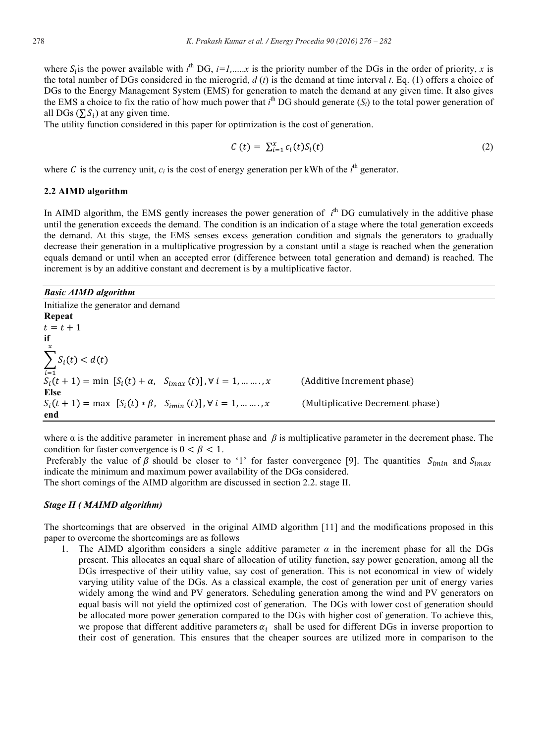where $S_i$ is the power available with $i^{th}$ DG, $i=1,.....x$ is the priority number of the DGs in the order of priority, $x$ is the total number of DGs considered in the microgrid, $d(t)$ is the demand at time interval $t$. Eq. (1) offers a choice of DGs to the Energy Management System (EMS) for generation to match the demand at any given time. It also gives the EMS a choice to fix the ratio of how much power that $i^{th}$ DG should generate ($S_i$) to the total power generation of all DGs ($\sum S_i$) at any given time.

The utility function considered in this paper for optimization is the cost of generation.

$$C(t) = \sum_{i=1}^{x} c_i(t) S_i(t) \tag{2}$$

where $C$ is the currency unit, $c_i$ is the cost of energy generation per kWh of the $i^{th}$ generator.

### 2.2 AIMD algorithm

In AIMD algorithm, the EMS gently increases the power generation of $i^{th}$ DG cumulatively in the additive phase until the generation exceeds the demand. The condition is an indication of a stage where the total generation exceeds the demand. At this stage, the EMS senses excess generation condition and signals the generators to gradually decrease their generation in a multiplicative progression by a constant until a stage is reached when the generation equals demand or until when an accepted error (difference between total generation and demand) is reached. The increment is by an additive constant and decrement is by a multiplicative factor.

***Basic AIMD algorithm***

Initialize the generator and demand

**Repeat**

$t = t + 1$

**if**

$\sum_{i=1}^{x} S_i(t) < d(t)$

$S_i(t+1) = \min\ [S_i(t) + \alpha,\ \ S_{imax}(t)],\ \forall\ i = 1, \dots \dots, x$ (Additive Increment phase)

**Else**

$S_i(t+1) = \max\ [S_i(t) * \beta,\ \ S_{imin}(t)],\ \forall\ i = 1, \dots \dots, x$ (Multiplicative Decrement phase)

**end**

where α is the additive parameter in increment phase and $\beta$ is multiplicative parameter in the decrement phase. The condition for faster convergence is $0 < \beta < 1$.

Preferably the value of $\beta$ should be closer to '1' for faster convergence [9]. The quantities $S_{imin}$ and $S_{imax}$ indicate the minimum and maximum power availability of the DGs considered.

The short comings of the AIMD algorithm are discussed in section 2.2. stage II.

#### *Stage II ( MAIMD algorithm)*

The shortcomings that are observed in the original AIMD algorithm [11] and the modifications proposed in this paper to overcome the shortcomings are as follows

1. The AIMD algorithm considers a single additive parameter $\alpha$ in the increment phase for all the DGs present. This allocates an equal share of allocation of utility function, say power generation, among all the DGs irrespective of their utility value, say cost of generation. This is not economical in view of widely varying utility value of the DGs. As a classical example, the cost of generation per unit of energy varies widely among the wind and PV generators. Scheduling generation among the wind and PV generators on equal basis will not yield the optimized cost of generation. The DGs with lower cost of generation should be allocated more power generation compared to the DGs with higher cost of generation. To achieve this, we propose that different additive parameters $\alpha_i$ shall be used for different DGs in inverse proportion to their cost of generation. This ensures that the cheaper sources are utilized more in comparison to the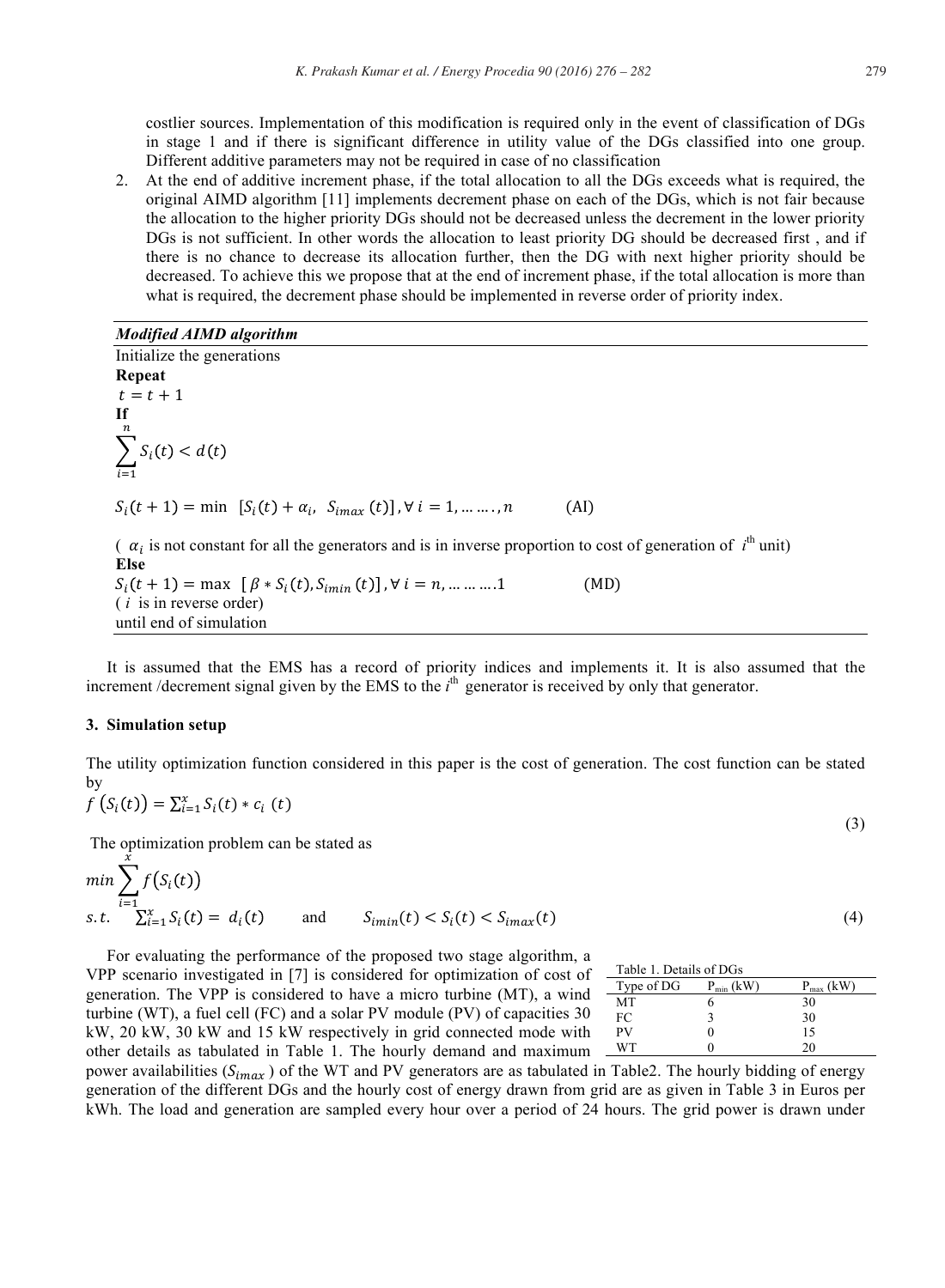costlier sources. Implementation of this modification is required only in the event of classification of DGs in stage 1 and if there is significant difference in utility value of the DGs classified into one group. Different additive parameters may not be required in case of no classification

2. At the end of additive increment phase, if the total allocation to all the DGs exceeds what is required, the original AIMD algorithm [11] implements decrement phase on each of the DGs, which is not fair because the allocation to the higher priority DGs should not be decreased unless the decrement in the lower priority DGs is not sufficient. In other words the allocation to least priority DG should be decreased first , and if there is no chance to decrease its allocation further, then the DG with next higher priority should be decreased. To achieve this we propose that at the end of increment phase, if the total allocation is more than what is required, the decrement phase should be implemented in reverse order of priority index.

***Modified AIMD algorithm***

Initialize the generations

**Repeat**

$t = t + 1$

**If**

$$\sum_{i=1}^{n} S_i(t) < d(t)$$

$$S_i(t+1) = \min\ [S_i(t) + \alpha_i,\ S_{imax}(t)], \forall\, i = 1, \dots\dots, n \qquad \text{(AI)}$$

( $\alpha_i$ is not constant for all the generators and is in inverse proportion to cost of generation of $i^{th}$ unit)

**Else**

$$S_i(t+1) = \max\ [\beta * S_i(t), S_{imin}(t)], \forall\, i = n, \dots\dots\dots 1 \qquad \text{(MD)}$$

( $i$ is in reverse order)

until end of simulation

It is assumed that the EMS has a record of priority indices and implements it. It is also assumed that the increment /decrement signal given by the EMS to the $i^{th}$ generator is received by only that generator.

## 3. Simulation setup

The utility optimization function considered in this paper is the cost of generation. The cost function can be stated by

$$f\left(S_i(t)\right) = \sum_{i=1}^{x} S_i(t) * c_i\ (t) \tag{3}$$

The optimization problem can be stated as

$$min \sum_{i=1}^{x} f\left(S_i(t)\right)$$
$$s.t. \quad \sum_{i=1}^{x} S_i(t) = d_i(t) \qquad \text{and} \qquad S_{imin}(t) < S_i(t) < S_{imax}(t) \tag{4}$$

For evaluating the performance of the proposed two stage algorithm, a VPP scenario investigated in [7] is considered for optimization of cost of generation. The VPP is considered to have a micro turbine (MT), a wind turbine (WT), a fuel cell (FC) and a solar PV module (PV) of capacities 30 kW, 20 kW, 30 kW and 15 kW respectively in grid connected mode with other details as tabulated in Table 1. The hourly demand and maximum power availabilities ($S_{imax}$) of the WT and PV generators are as tabulated in Table2. The hourly bidding of energy generation of the different DGs and the hourly cost of energy drawn from grid are as given in Table 3 in Euros per kWh. The load and generation are sampled every hour over a period of 24 hours. The grid power is drawn under

Table 1. Details of DGs

| Type of DG | $P_{min}$ (kW) | $P_{max}$ (kW) |
|---|---|---|
| MT | 6 | 30 |
| FC | 3 | 30 |
| PV | 0 | 15 |
| WT | 0 | 20 |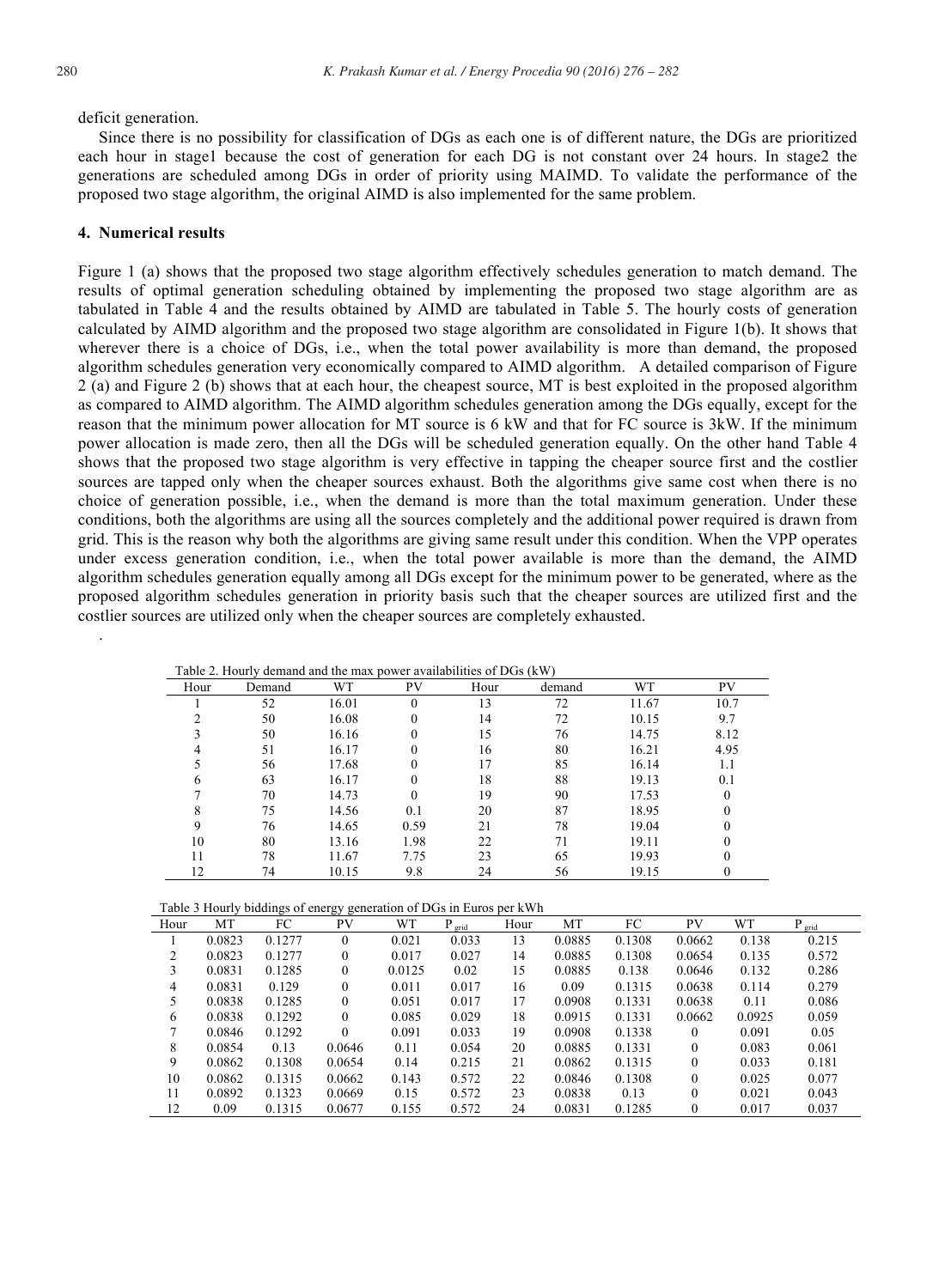deficit generation.

Since there is no possibility for classification of DGs as each one is of different nature, the DGs are prioritized each hour in stage1 because the cost of generation for each DG is not constant over 24 hours. In stage2 the generations are scheduled among DGs in order of priority using MAIMD. To validate the performance of the proposed two stage algorithm, the original AIMD is also implemented for the same problem.

## 4. Numerical results

Figure 1 (a) shows that the proposed two stage algorithm effectively schedules generation to match demand. The results of optimal generation scheduling obtained by implementing the proposed two stage algorithm are as tabulated in Table 4 and the results obtained by AIMD are tabulated in Table 5. The hourly costs of generation calculated by AIMD algorithm and the proposed two stage algorithm are consolidated in Figure 1(b). It shows that wherever there is a choice of DGs, i.e., when the total power availability is more than demand, the proposed algorithm schedules generation very economically compared to AIMD algorithm. A detailed comparison of Figure 2 (a) and Figure 2 (b) shows that at each hour, the cheapest source, MT is best exploited in the proposed algorithm as compared to AIMD algorithm. The AIMD algorithm schedules generation among the DGs equally, except for the reason that the minimum power allocation for MT source is 6 kW and that for FC source is 3kW. If the minimum power allocation is made zero, then all the DGs will be scheduled generation equally. On the other hand Table 4 shows that the proposed two stage algorithm is very effective in tapping the cheaper source first and the costlier sources are tapped only when the cheaper sources exhaust. Both the algorithms give same cost when there is no choice of generation possible, i.e., when the demand is more than the total maximum generation. Under these conditions, both the algorithms are using all the sources completely and the additional power required is drawn from grid. This is the reason why both the algorithms are giving same result under this condition. When the VPP operates under excess generation condition, i.e., when the total power available is more than the demand, the AIMD algorithm schedules generation equally among all DGs except for the minimum power to be generated, where as the proposed algorithm schedules generation in priority basis such that the cheaper sources are utilized first and the costlier sources are utilized only when the cheaper sources are completely exhausted.

.

Table 2. Hourly demand and the max power availabilities of DGs (kW)

| Hour | Demand | WT | PV | Hour | demand | WT | PV |
|---|---|---|---|---|---|---|---|
| 1 | 52 | 16.01 | 0 | 13 | 72 | 11.67 | 10.7 |
| 2 | 50 | 16.08 | 0 | 14 | 72 | 10.15 | 9.7 |
| 3 | 50 | 16.16 | 0 | 15 | 76 | 14.75 | 8.12 |
| 4 | 51 | 16.17 | 0 | 16 | 80 | 16.21 | 4.95 |
| 5 | 56 | 17.68 | 0 | 17 | 85 | 16.14 | 1.1 |
| 6 | 63 | 16.17 | 0 | 18 | 88 | 19.13 | 0.1 |
| 7 | 70 | 14.73 | 0 | 19 | 90 | 17.53 | 0 |
| 8 | 75 | 14.56 | 0.1 | 20 | 87 | 18.95 | 0 |
| 9 | 76 | 14.65 | 0.59 | 21 | 78 | 19.04 | 0 |
| 10 | 80 | 13.16 | 1.98 | 22 | 71 | 19.11 | 0 |
| 11 | 78 | 11.67 | 7.75 | 23 | 65 | 19.93 | 0 |
| 12 | 74 | 10.15 | 9.8 | 24 | 56 | 19.15 | 0 |

Table 3 Hourly biddings of energy generation of DGs in Euros per kWh

| Hour | MT | FC | PV | WT | $P_{grid}$ | Hour | MT | FC | PV | WT | $P_{grid}$ |
|---|---|---|---|---|---|---|---|---|---|---|---|
| 1 | 0.0823 | 0.1277 | 0 | 0.021 | 0.033 | 13 | 0.0885 | 0.1308 | 0.0662 | 0.138 | 0.215 |
| 2 | 0.0823 | 0.1277 | 0 | 0.017 | 0.027 | 14 | 0.0885 | 0.1308 | 0.0654 | 0.135 | 0.572 |
| 3 | 0.0831 | 0.1285 | 0 | 0.0125 | 0.02 | 15 | 0.0885 | 0.138 | 0.0646 | 0.132 | 0.286 |
| 4 | 0.0831 | 0.129 | 0 | 0.011 | 0.017 | 16 | 0.09 | 0.1315 | 0.0638 | 0.114 | 0.279 |
| 5 | 0.0838 | 0.1285 | 0 | 0.051 | 0.017 | 17 | 0.0908 | 0.1331 | 0.0638 | 0.11 | 0.086 |
| 6 | 0.0838 | 0.1292 | 0 | 0.085 | 0.029 | 18 | 0.0915 | 0.1331 | 0.0662 | 0.0925 | 0.059 |
| 7 | 0.0846 | 0.1292 | 0 | 0.091 | 0.033 | 19 | 0.0908 | 0.1338 | 0 | 0.091 | 0.05 |
| 8 | 0.0854 | 0.13 | 0.0646 | 0.11 | 0.054 | 20 | 0.0885 | 0.1331 | 0 | 0.083 | 0.061 |
| 9 | 0.0862 | 0.1308 | 0.0654 | 0.14 | 0.215 | 21 | 0.0862 | 0.1315 | 0 | 0.033 | 0.181 |
| 10 | 0.0862 | 0.1315 | 0.0662 | 0.143 | 0.572 | 22 | 0.0846 | 0.1308 | 0 | 0.025 | 0.077 |
| 11 | 0.0892 | 0.1323 | 0.0669 | 0.15 | 0.572 | 23 | 0.0838 | 0.13 | 0 | 0.021 | 0.043 |
| 12 | 0.09 | 0.1315 | 0.0677 | 0.155 | 0.572 | 24 | 0.0831 | 0.1285 | 0 | 0.017 | 0.037 |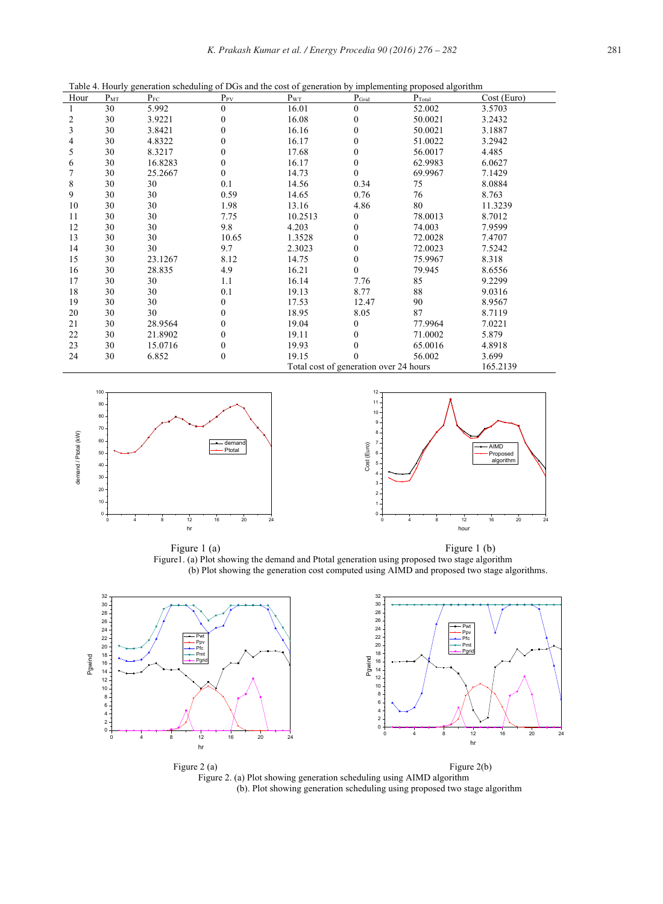Table 4. Hourly generation scheduling of DGs and the cost of generation by implementing proposed algorithm

| Hour | $P_{MT}$ | $P_{FC}$ | $P_{PV}$ | $P_{WT}$ | $P_{Grid}$ | $P_{Total}$ | Cost (Euro) |
|---|---|---|---|---|---|---|---|
| 1 | 30 | 5.992 | 0 | 16.01 | 0 | 52.002 | 3.5703 |
| 2 | 30 | 3.9221 | 0 | 16.08 | 0 | 50.0021 | 3.2432 |
| 3 | 30 | 3.8421 | 0 | 16.16 | 0 | 50.0021 | 3.1887 |
| 4 | 30 | 4.8322 | 0 | 16.17 | 0 | 51.0022 | 3.2942 |
| 5 | 30 | 8.3217 | 0 | 17.68 | 0 | 56.0017 | 4.485 |
| 6 | 30 | 16.8283 | 0 | 16.17 | 0 | 62.9983 | 6.0627 |
| 7 | 30 | 25.2667 | 0 | 14.73 | 0 | 69.9967 | 7.1429 |
| 8 | 30 | 30 | 0.1 | 14.56 | 0.34 | 75 | 8.0884 |
| 9 | 30 | 30 | 0.59 | 14.65 | 0.76 | 76 | 8.763 |
| 10 | 30 | 30 | 1.98 | 13.16 | 4.86 | 80 | 11.3239 |
| 11 | 30 | 30 | 7.75 | 10.2513 | 0 | 78.0013 | 8.7012 |
| 12 | 30 | 30 | 9.8 | 4.203 | 0 | 74.003 | 7.9599 |
| 13 | 30 | 30 | 10.65 | 1.3528 | 0 | 72.0028 | 7.4707 |
| 14 | 30 | 30 | 9.7 | 2.3023 | 0 | 72.0023 | 7.5242 |
| 15 | 30 | 23.1267 | 8.12 | 14.75 | 0 | 75.9967 | 8.318 |
| 16 | 30 | 28.835 | 4.9 | 16.21 | 0 | 79.945 | 8.6556 |
| 17 | 30 | 30 | 1.1 | 16.14 | 7.76 | 85 | 9.2299 |
| 18 | 30 | 30 | 0.1 | 19.13 | 8.77 | 88 | 9.0316 |
| 19 | 30 | 30 | 0 | 17.53 | 12.47 | 90 | 8.9567 |
| 20 | 30 | 30 | 0 | 18.95 | 8.05 | 87 | 8.7119 |
| 21 | 30 | 28.9564 | 0 | 19.04 | 0 | 77.9964 | 7.0221 |
| 22 | 30 | 21.8902 | 0 | 19.11 | 0 | 71.0002 | 5.879 |
| 23 | 30 | 15.0716 | 0 | 19.93 | 0 | 65.0016 | 4.8918 |
| 24 | 30 | 6.852 | 0 | 19.15 | 0 | 56.002 | 3.699 |
| | | | | Total cost of generation over 24 hours | | | 165.2139 |

Figure 1 (a) Figure 1 (b)

Figure1. (a) Plot showing the demand and Ptotal generation using proposed two stage algorithm
(b) Plot showing the generation cost computed using AIMD and proposed two stage algorithms.

Figure 2 (a) Figure 2(b)

Figure 2. (a) Plot showing generation scheduling using AIMD algorithm
(b). Plot showing generation scheduling using proposed two stage algorithm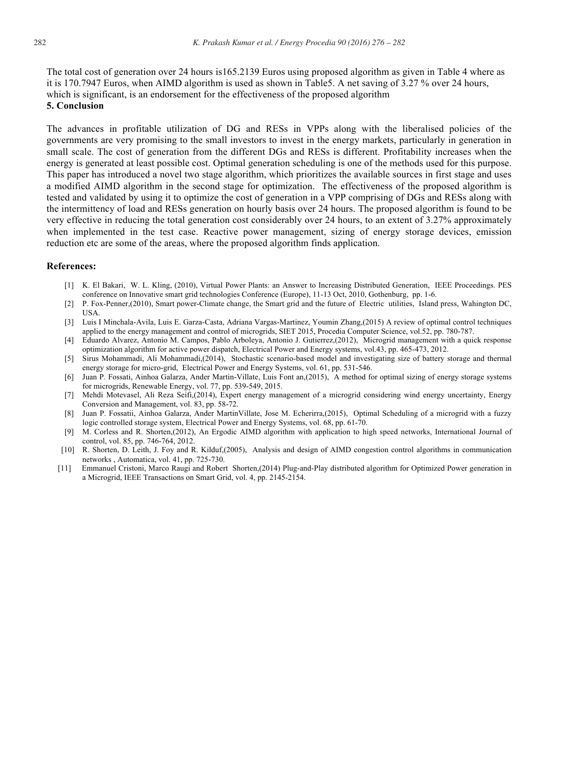The total cost of generation over 24 hours is165.2139 Euros using proposed algorithm as given in Table 4 where as it is 170.7947 Euros, when AIMD algorithm is used as shown in Table5. A net saving of 3.27 % over 24 hours, which is significant, is an endorsement for the effectiveness of the proposed algorithm

## 5. Conclusion

The advances in profitable utilization of DG and RESs in VPPs along with the liberalised policies of the governments are very promising to the small investors to invest in the energy markets, particularly in generation in small scale. The cost of generation from the different DGs and RESs is different. Profitability increases when the energy is generated at least possible cost. Optimal generation scheduling is one of the methods used for this purpose. This paper has introduced a novel two stage algorithm, which prioritizes the available sources in first stage and uses a modified AIMD algorithm in the second stage for optimization. The effectiveness of the proposed algorithm is tested and validated by using it to optimize the cost of generation in a VPP comprising of DGs and RESs along with the intermittency of load and RESs generation on hourly basis over 24 hours. The proposed algorithm is found to be very effective in reducing the total generation cost considerably over 24 hours, to an extent of 3.27% approximately when implemented in the test case. Reactive power management, sizing of energy storage devices, emission reduction etc are some of the areas, where the proposed algorithm finds application.

## References:

[1] K. El Bakari, W. L. Kling, (2010), Virtual Power Plants: an Answer to Increasing Distributed Generation, IEEE Proceedings. PES conference on Innovative smart grid technologies Conference (Europe), 11-13 Oct, 2010, Gothenburg, pp. 1-6.

[2] P. Fox-Penner,(2010), Smart power-Climate change, the Smart grid and the future of Electric utilities, Island press, Wahington DC, USA.

[3] Luis I Minchala-Avila, Luis E. Garza-Casta, Adriana Vargas-Martinez, Youmin Zhang,(2015) A review of optimal control techniques applied to the energy management and control of microgrids, SIET 2015, Procedia Computer Science, vol.52, pp. 780-787.

[4] Eduardo Alvarez, Antonio M. Campos, Pablo Arboleya, Antonio J. Gutierrez,(2012), Microgrid management with a quick response optimization algorithm for active power dispatch, Electrical Power and Energy systems, vol.43, pp. 465-473, 2012.

[5] Sirus Mohammadi, Ali Mohammadi,(2014), Stochastic scenario-based model and investigating size of battery storage and thermal energy storage for micro-grid, Electrical Power and Energy Systems, vol. 61, pp. 531-546.

[6] Juan P. Fossati, Ainhoa Galarza, Ander Martin-Villate, Luis Font an,(2015), A method for optimal sizing of energy storage systems for microgrids, Renewable Energy, vol. 77, pp. 539-549, 2015.

[7] Mehdi Motevasel, Ali Reza Seifi,(2014), Expert energy management of a microgrid considering wind energy uncertainty, Energy Conversion and Management, vol. 83, pp. 58-72.

[8] Juan P. Fossatii, Ainhoa Galarza, Ander MartinVillate, Jose M. Echerirra,(2015), Optimal Scheduling of a microgrid with a fuzzy logic controlled storage system, Electrical Power and Energy Systems, vol. 68, pp. 61-70.

[9] M. Corless and R. Shorten,(2012), An Ergodic AIMD algorithm with application to high speed networks, International Journal of control, vol. 85, pp. 746-764, 2012.

[10] R. Shorten, D. Leith, J. Foy and R. Kilduf,(2005), Analysis and design of AIMD congestion control algorithms in communication networks , Automatica, vol. 41, pp. 725-730.

[11] Emmanuel Cristoni, Marco Raugi and Robert Shorten,(2014) Plug-and-Play distributed algorithm for Optimized Power generation in a Microgrid, IEEE Transactions on Smart Grid, vol. 4, pp. 2145-2154.